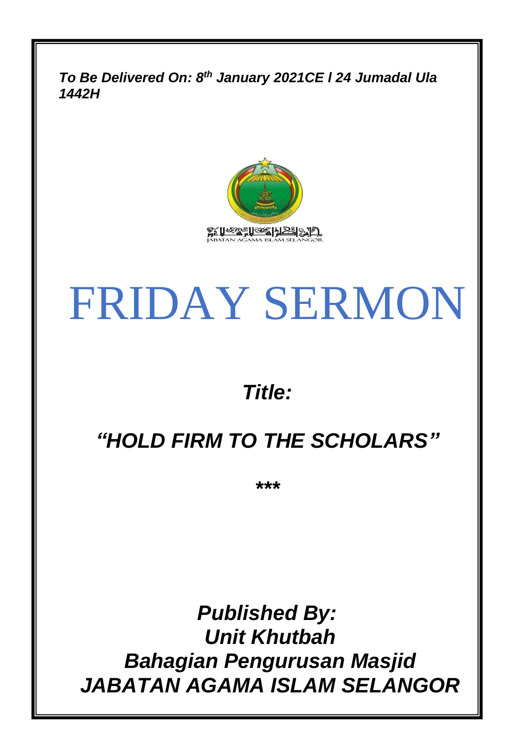***To Be Delivered On: 8th January 2021CE l 24 Jumadal Ula 1442H***

JABATAN AGAMA ISLAM SELANGOR

# FRIDAY SERMON

***Title:***

## ***"HOLD FIRM TO THE SCHOLARS"***

*****

***Published By:***
***Unit Khutbah***
***Bahagian Pengurusan Masjid***
***JABATAN AGAMA ISLAM SELANGOR***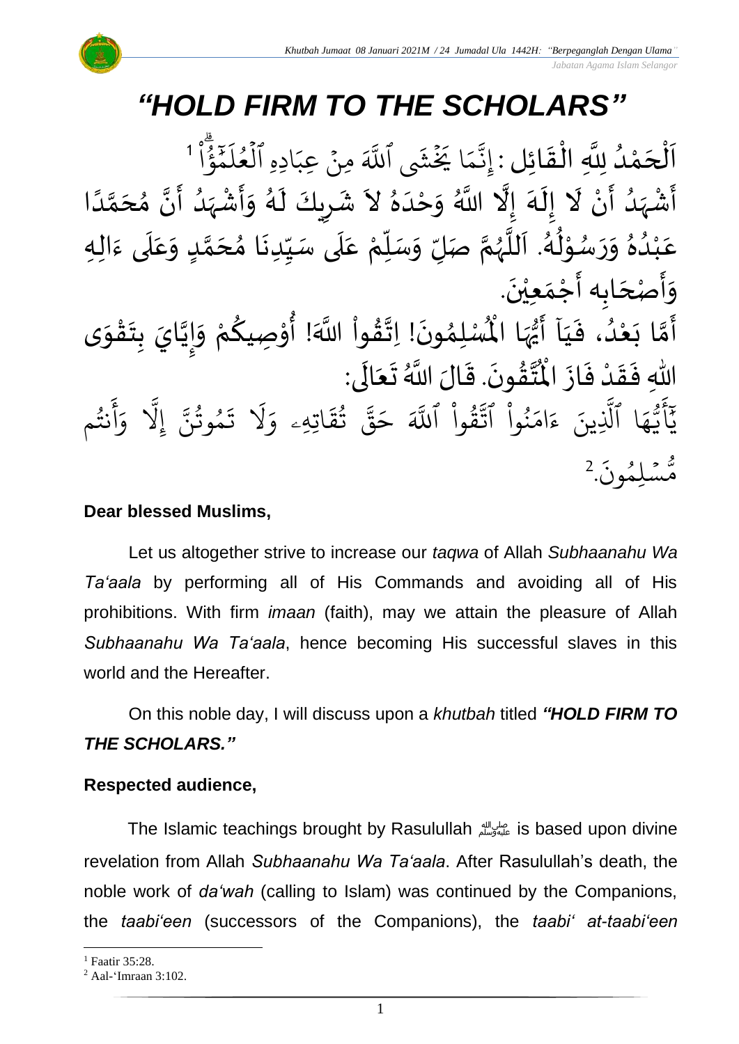# *"HOLD FIRM TO THE SCHOLARS"*

اَلْحَمْدُ لِلَّهِ الْقَائِلِ : إِنَّمَا يَخۡشَى ٱللَّهَ مِنۡ عِبَادِهِ ٱلۡعُلَمَٰٓؤُاْۗ[1]

أَشْهَدُ أَنْ لَا إِلَهَ إِلَّا اللَّهُ وَحْدَهُ لاَ شَرِيكَ لَهُ وَأَشْهَدُ أَنَّ مُحَمَّدًا عَبْدُهُ وَرَسُوْلُهُ. اَللَّهُمَّ صَلِّ وَسَلِّمْ عَلَى سَيِّدِنَا مُحَمَّدٍ وَعَلَى ءَالِهِ وَأَصْحَابِه أَجْمَعِيْنَ.

أَمَّا بَعْدُ، فَيَا أَيُّهَا الْمُسْلِمُونَ! اِتَّقُواْ اللَّهَ! أُوْصِيكُمْ وَإِيَّايَ بِتَقْوَى اللهِ فَقَدْ فَازَ الْمُتَّقُونَ. قَالَ اللَّهُ تَعَالَى:

يَٰٓأَيُّهَا ٱلَّذِينَ ءَامَنُواْ ٱتَّقُواْ ٱللَّهَ حَقَّ تُقَاتِهِۦ وَلَا تَمُوتُنَّ إِلَّا وَأَنتُم مُّسۡلِمُونَ.[2]

**Dear blessed Muslims,**

Let us altogether strive to increase our *taqwa* of Allah *Subhaanahu Wa Ta'aala* by performing all of His Commands and avoiding all of His prohibitions. With firm *imaan* (faith), may we attain the pleasure of Allah *Subhaanahu Wa Ta'aala*, hence becoming His successful slaves in this world and the Hereafter.

On this noble day, I will discuss upon a *khutbah* titled ***"HOLD FIRM TO THE SCHOLARS."***

**Respected audience,**

The Islamic teachings brought by Rasulullah ﷺ is based upon divine revelation from Allah *Subhaanahu Wa Ta'aala*. After Rasulullah's death, the noble work of *da'wah* (calling to Islam) was continued by the Companions, the *taabi'een* (successors of the Companions), the *taabi' at-taabi'een*

---

[1] Faatir 35:28.

[2] Aal-'Imraan 3:102.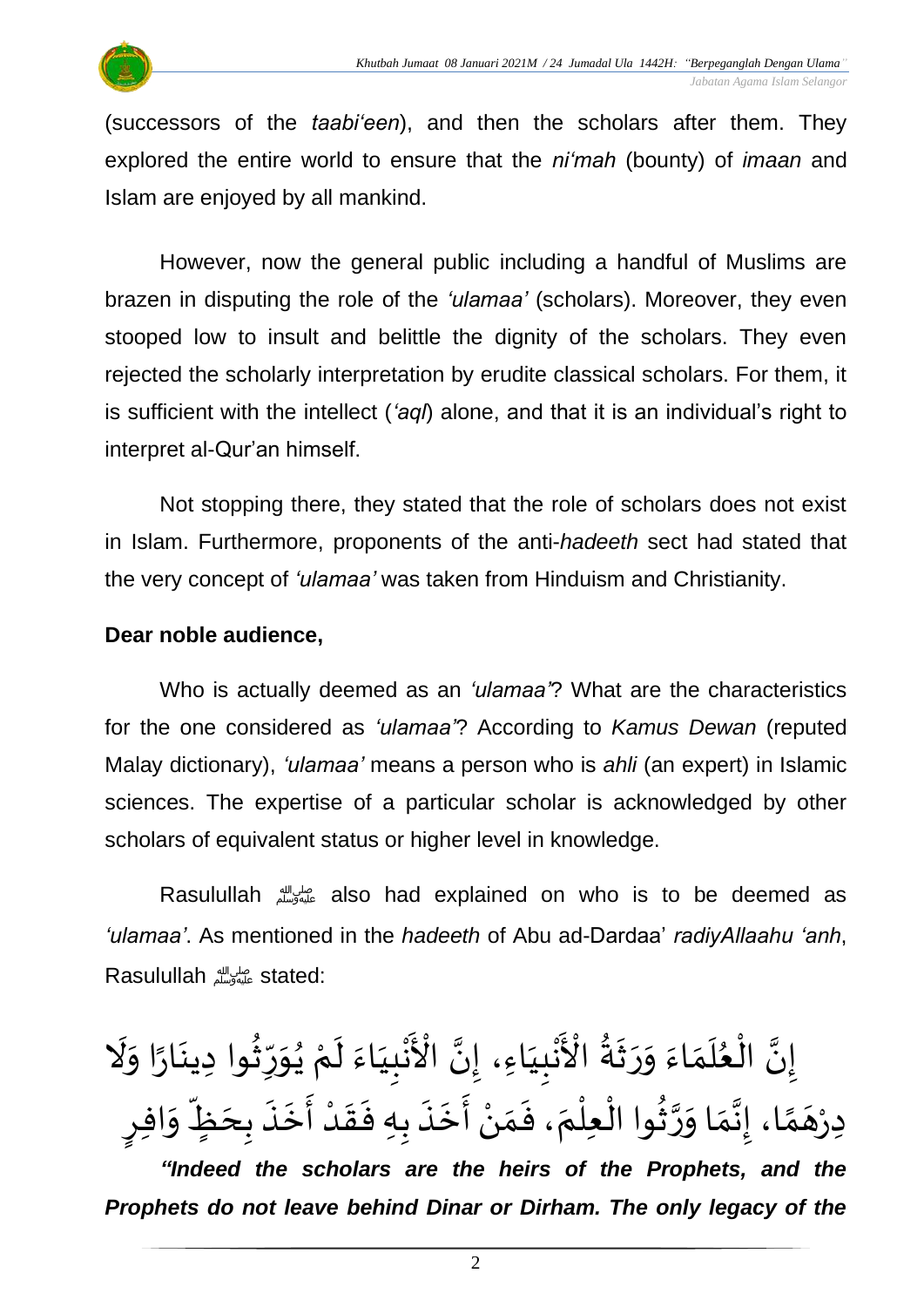(successors of the *taabi'een*), and then the scholars after them. They explored the entire world to ensure that the *ni'mah* (bounty) of *imaan* and Islam are enjoyed by all mankind.

However, now the general public including a handful of Muslims are brazen in disputing the role of the *'ulamaa'* (scholars). Moreover, they even stooped low to insult and belittle the dignity of the scholars. They even rejected the scholarly interpretation by erudite classical scholars. For them, it is sufficient with the intellect (*'aql*) alone, and that it is an individual's right to interpret al-Qur'an himself.

Not stopping there, they stated that the role of scholars does not exist in Islam. Furthermore, proponents of the anti-*hadeeth* sect had stated that the very concept of *'ulamaa'* was taken from Hinduism and Christianity.

**Dear noble audience,**

Who is actually deemed as an *'ulamaa'*? What are the characteristics for the one considered as *'ulamaa'*? According to *Kamus Dewan* (reputed Malay dictionary), *'ulamaa'* means a person who is *ahli* (an expert) in Islamic sciences. The expertise of a particular scholar is acknowledged by other scholars of equivalent status or higher level in knowledge.

Rasulullah ﷺ also had explained on who is to be deemed as *'ulamaa'*. As mentioned in the *hadeeth* of Abu ad-Dardaa' *radiyAllaahu 'anh*, Rasulullah ﷺ stated:

إِنَّ الْعُلَمَاءَ وَرَثَةُ الْأَنْبِيَاءِ، إِنَّ الْأَنْبِيَاءَ لَمْ يُوَرِّثُوا دِينَارًا وَلَا دِرْهَمًا، إِنَّمَا وَرَّثُوا الْعِلْمَ، فَمَنْ أَخَذَ بِهِ فَقَدْ أَخَذَ بِحَظٍّ وَافِرٍ

***"Indeed the scholars are the heirs of the Prophets, and the Prophets do not leave behind Dinar or Dirham. The only legacy of the***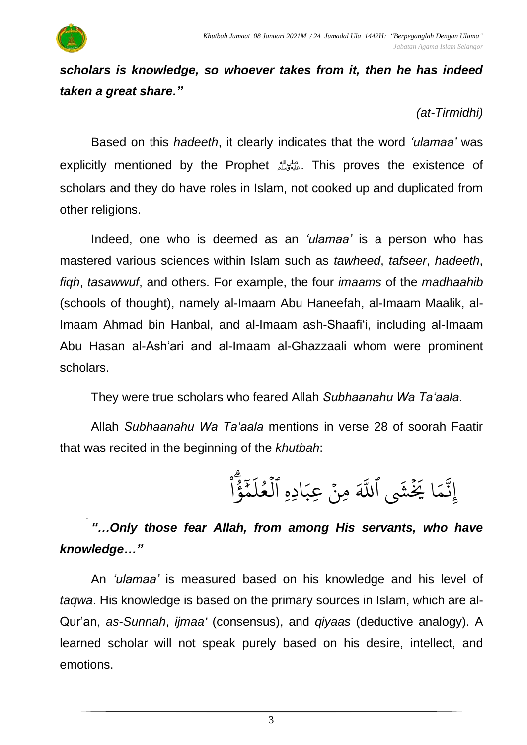***scholars is knowledge, so whoever takes from it, then he has indeed taken a great share."***

*(at-Tirmidhi)*

Based on this *hadeeth*, it clearly indicates that the word *'ulamaa'* was explicitly mentioned by the Prophet ﷺ. This proves the existence of scholars and they do have roles in Islam, not cooked up and duplicated from other religions.

Indeed, one who is deemed as an *'ulamaa'* is a person who has mastered various sciences within Islam such as *tawheed*, *tafseer*, *hadeeth*, *fiqh*, *tasawwuf*, and others. For example, the four *imaams* of the *madhaahib* (schools of thought), namely al-Imaam Abu Haneefah, al-Imaam Maalik, al-Imaam Ahmad bin Hanbal, and al-Imaam ash-Shaafi'i, including al-Imaam Abu Hasan al-Ash'ari and al-Imaam al-Ghazzaali whom were prominent scholars.

They were true scholars who feared Allah *Subhaanahu Wa Ta'aala*.

Allah *Subhaanahu Wa Ta'aala* mentions in verse 28 of soorah Faatir that was recited in the beginning of the *khutbah*:

إِنَّمَا يَخْشَى ٱللَّهَ مِنْ عِبَادِهِ ٱلْعُلَمَٰٓؤُا۟ۗ

***"…Only those fear Allah, from among His servants, who have knowledge…"***

An *'ulamaa'* is measured based on his knowledge and his level of *taqwa*. His knowledge is based on the primary sources in Islam, which are al-Qur'an, *as-Sunnah*, *ijmaa'* (consensus), and *qiyaas* (deductive analogy). A learned scholar will not speak purely based on his desire, intellect, and emotions.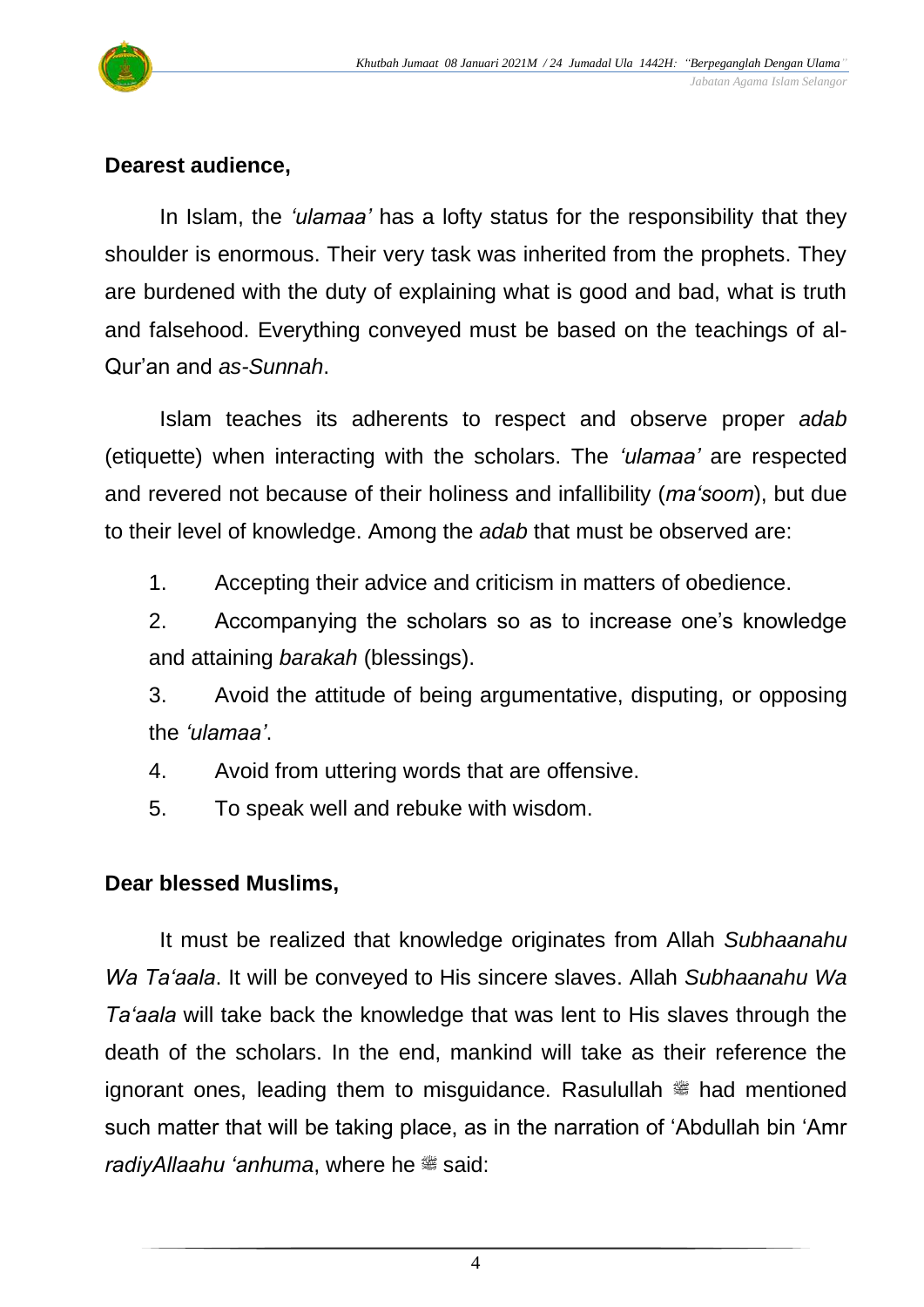**Dearest audience,**

In Islam, the *'ulamaa'* has a lofty status for the responsibility that they shoulder is enormous. Their very task was inherited from the prophets. They are burdened with the duty of explaining what is good and bad, what is truth and falsehood. Everything conveyed must be based on the teachings of al-Qur'an and *as-Sunnah*.

Islam teaches its adherents to respect and observe proper *adab* (etiquette) when interacting with the scholars. The *'ulamaa'* are respected and revered not because of their holiness and infallibility (*ma'soom*), but due to their level of knowledge. Among the *adab* that must be observed are:

1. Accepting their advice and criticism in matters of obedience.
2. Accompanying the scholars so as to increase one's knowledge and attaining *barakah* (blessings).
3. Avoid the attitude of being argumentative, disputing, or opposing the *'ulamaa'*.
4. Avoid from uttering words that are offensive.
5. To speak well and rebuke with wisdom.

**Dear blessed Muslims,**

It must be realized that knowledge originates from Allah *Subhaanahu Wa Ta'aala*. It will be conveyed to His sincere slaves. Allah *Subhaanahu Wa Ta'aala* will take back the knowledge that was lent to His slaves through the death of the scholars. In the end, mankind will take as their reference the ignorant ones, leading them to misguidance. Rasulullah ﷺ had mentioned such matter that will be taking place, as in the narration of 'Abdullah bin 'Amr *radiyAllaahu 'anhuma*, where he ﷺ said: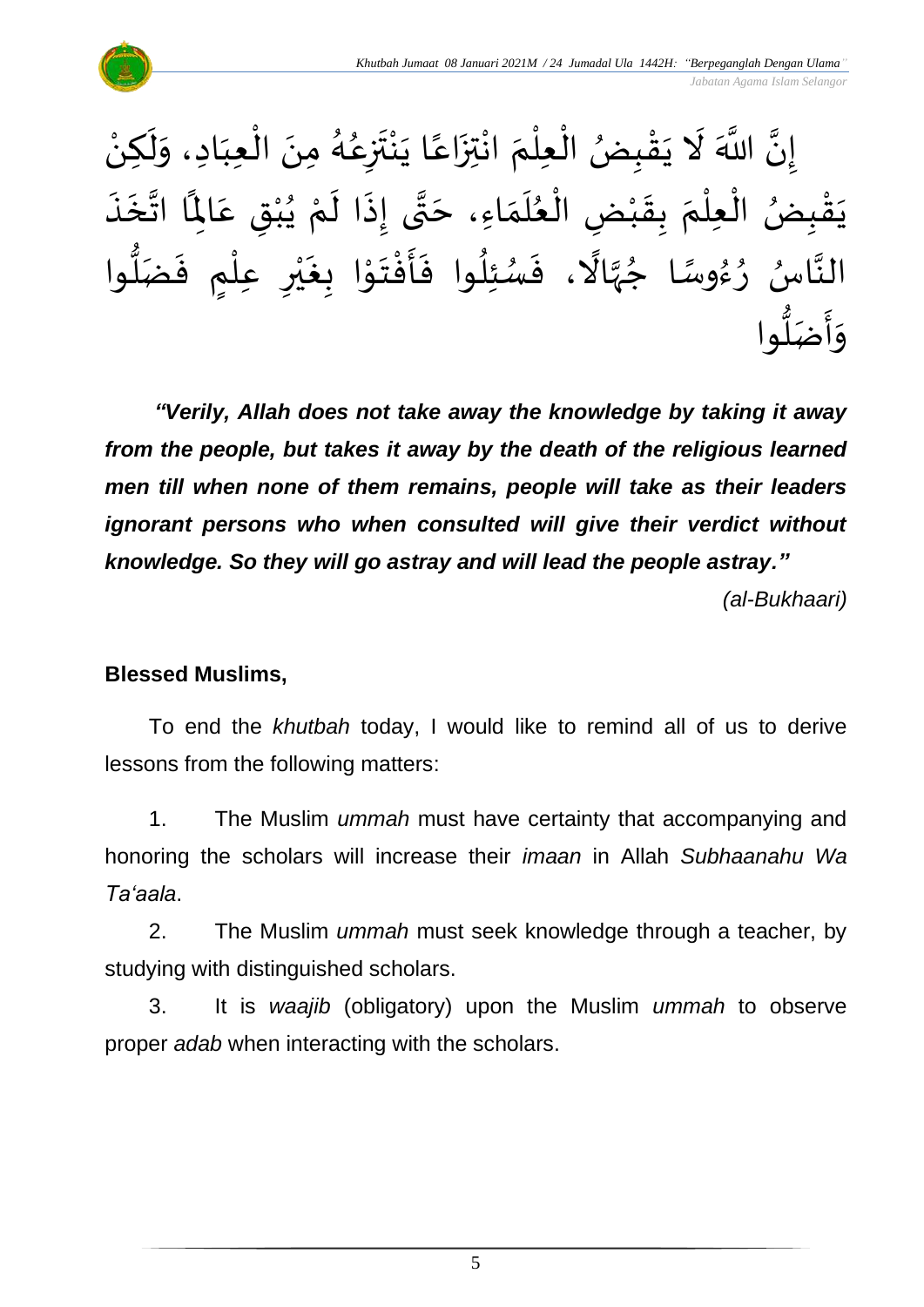إِنَّ اللَّهَ لَا يَقْبِضُ الْعِلْمَ انْتِزَاعًا يَنْتَزِعُهُ مِنَ الْعِبَادِ، وَلَكِنْ يَقْبِضُ الْعِلْمَ بِقَبْضِ الْعُلَمَاءِ، حَتَّى إِذَا لَمْ يُبْقِ عَالِمًا اتَّخَذَ النَّاسُ رُءُوسًا جُهَّالًا، فَسُئِلُوا فَأَفْتَوْا بِغَيْرِ عِلْمٍ فَضَلُّوا وَأَضَلُّوا

***"Verily, Allah does not take away the knowledge by taking it away from the people, but takes it away by the death of the religious learned men till when none of them remains, people will take as their leaders ignorant persons who when consulted will give their verdict without knowledge. So they will go astray and will lead the people astray."***

*(al-Bukhaari)*

**Blessed Muslims,**

To end the *khutbah* today, I would like to remind all of us to derive lessons from the following matters:

1. The Muslim *ummah* must have certainty that accompanying and honoring the scholars will increase their *imaan* in Allah *Subhaanahu Wa Ta'aala*.

2. The Muslim *ummah* must seek knowledge through a teacher, by studying with distinguished scholars.

3. It is *waajib* (obligatory) upon the Muslim *ummah* to observe proper *adab* when interacting with the scholars.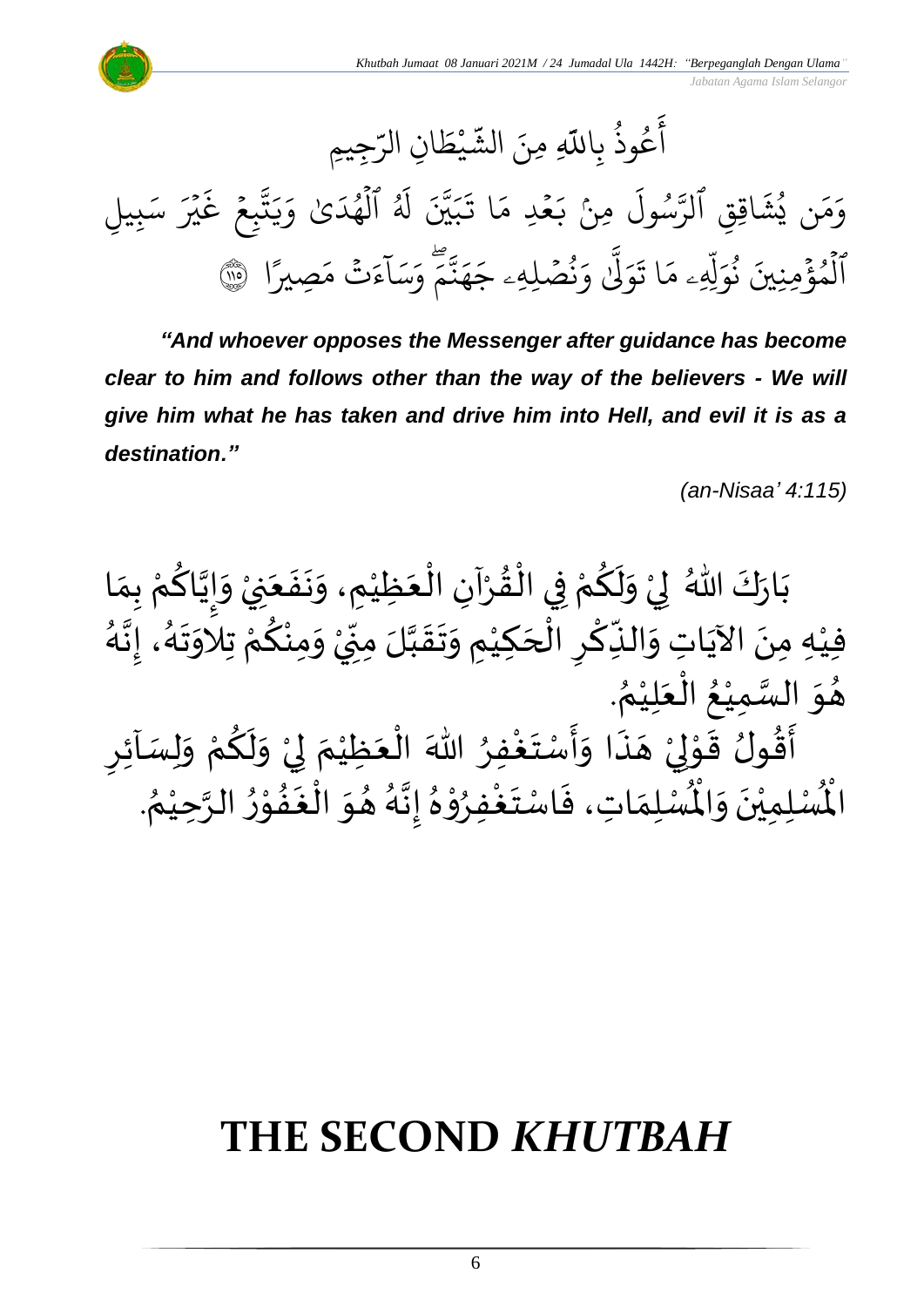أَعُوذُ بِاللهِ مِنَ الشَّيْطَانِ الرَّجِيمِ

وَمَن يُشَاقِقِ ٱلرَّسُولَ مِنۢ بَعۡدِ مَا تَبَيَّنَ لَهُ ٱلۡهُدَىٰ وَيَتَّبِعۡ غَيۡرَ سَبِيلِ ٱلۡمُؤۡمِنِينَ نُوَلِّهِۦ مَا تَوَلَّىٰ وَنُصۡلِهِۦ جَهَنَّمَۖ وَسَآءَتۡ مَصِيرًا ﴿١١٥﴾

***"And whoever opposes the Messenger after guidance has become clear to him and follows other than the way of the believers - We will give him what he has taken and drive him into Hell, and evil it is as a destination."***

*(an-Nisaa' 4:115)*

بَارَكَ اللهُ لِيْ وَلَكُمْ فِي الْقُرْآنِ الْعَظِيْمِ، وَنَفَعَنِيْ وَإِيَّاكُمْ بِمَا فِيْهِ مِنَ الآيَاتِ وَالذِّكْرِ الْحَكِيْمِ وَتَقَبَّلَ مِنِّيْ وَمِنْكُمْ تِلاوَتَهُ، إِنَّهُ هُوَ السَّمِيْعُ الْعَلِيْمُ.

أَقُولُ قَوْلِيْ هَذَا وَأَسْتَغْفِرُ اللهَ الْعَظِيْمَ لِيْ وَلَكُمْ وَلِسَآئِرِ الْمُسْلِمِيْنَ وَالْمُسْلِمَاتِ، فَاسْتَغْفِرُوْهُ إِنَّهُ هُوَ الْغَفُوْرُ الرَّحِيْمُ.

# THE SECOND *KHUTBAH*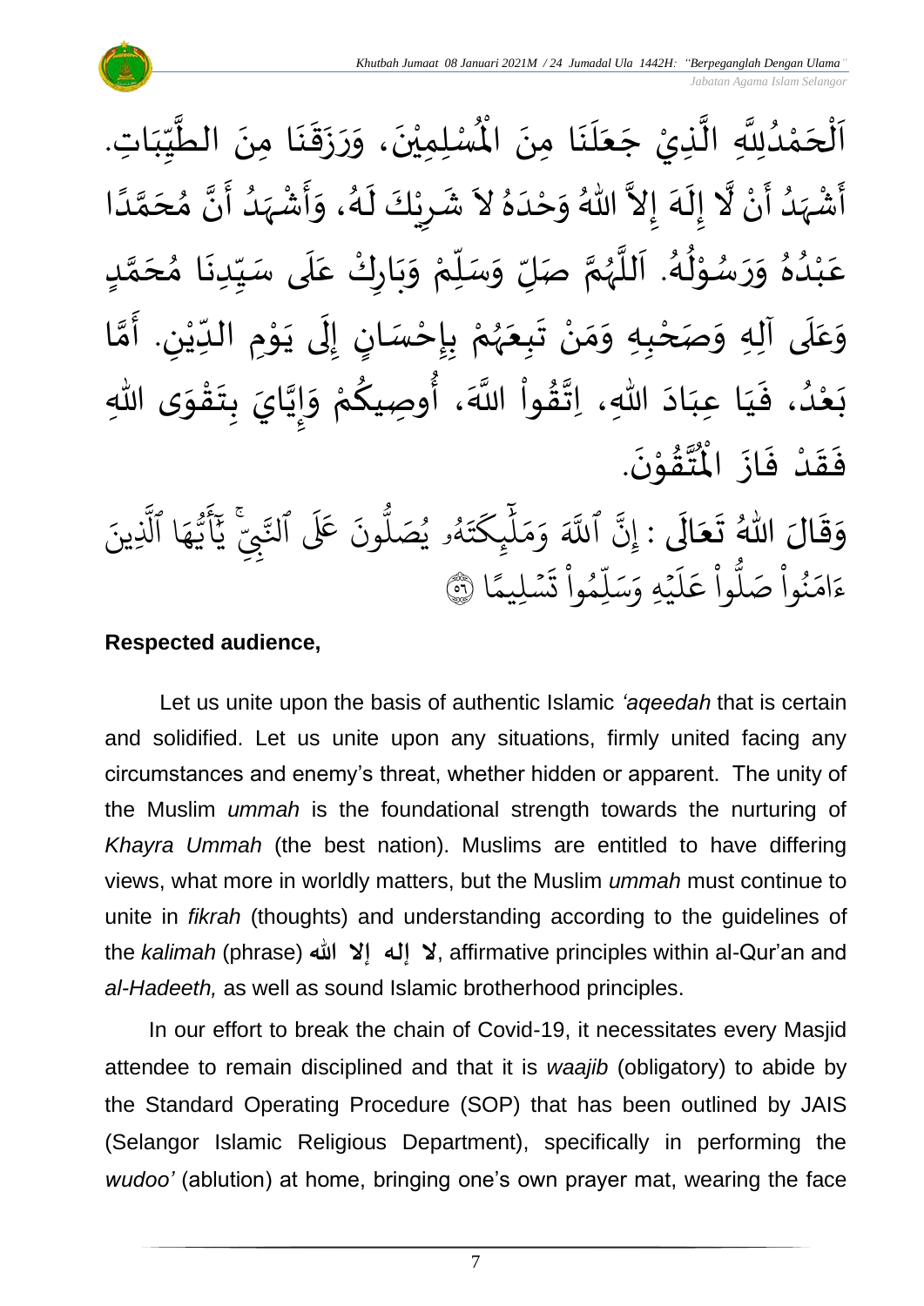اَلْحَمْدُلِلّٰهِ الَّذِيْ جَعَلَنَا مِنَ الْمُسْلِمِيْنَ، وَرَزَقَنَا مِنَ الطَّيِّبَاتِ. أَشْهَدُ أَنْ لَّا إِلَهَ إِلاَّ اللهُ وَحْدَهُ لاَ شَرِيْكَ لَهُ، وَأَشْهَدُ أَنَّ مُحَمَّدًا عَبْدُهُ وَرَسُوْلُهُ. اَللَّهُمَّ صَلِّ وَسَلِّمْ وَبَارِكْ عَلَى سَيِّدِنَا مُحَمَّدٍ وَعَلَى آلِهِ وَصَحْبِهِ وَمَنْ تَبِعَهُمْ بِإِحْسَانٍ إِلَى يَوْمِ الدِّيْنِ. أَمَّا بَعْدُ، فَيَا عِبَادَ اللّٰهِ، اِتَّقُواْ اللَّهَ، أُوصِيكُمْ وَإِيَّايَ بِتَقْوَى اللّٰهِ فَقَدْ فَازَ الْمُتَّقُوْنَ.

وَقَالَ اللهُ تَعَالَى : إِنَّ ٱللَّهَ وَمَلَٰٓئِكَتَهُۥ يُصَلُّونَ عَلَى ٱلنَّبِيِّۚ يَٰٓأَيُّهَا ٱلَّذِينَ ءَامَنُواْ صَلُّواْ عَلَيۡهِ وَسَلِّمُواْ تَسۡلِيمًا ﴿٥٦﴾

**Respected audience,**

Let us unite upon the basis of authentic Islamic *'aqeedah* that is certain and solidified. Let us unite upon any situations, firmly united facing any circumstances and enemy's threat, whether hidden or apparent. The unity of the Muslim *ummah* is the foundational strength towards the nurturing of *Khayra Ummah* (the best nation). Muslims are entitled to have differing views, what more in worldly matters, but the Muslim *ummah* must continue to unite in *fikrah* (thoughts) and understanding according to the guidelines of the *kalimah* (phrase) **لا إله إلا الله**, affirmative principles within al-Qur'an and *al-Hadeeth,* as well as sound Islamic brotherhood principles.

In our effort to break the chain of Covid-19, it necessitates every Masjid attendee to remain disciplined and that it is *waajib* (obligatory) to abide by the Standard Operating Procedure (SOP) that has been outlined by JAIS (Selangor Islamic Religious Department), specifically in performing the *wudoo'* (ablution) at home, bringing one's own prayer mat, wearing the face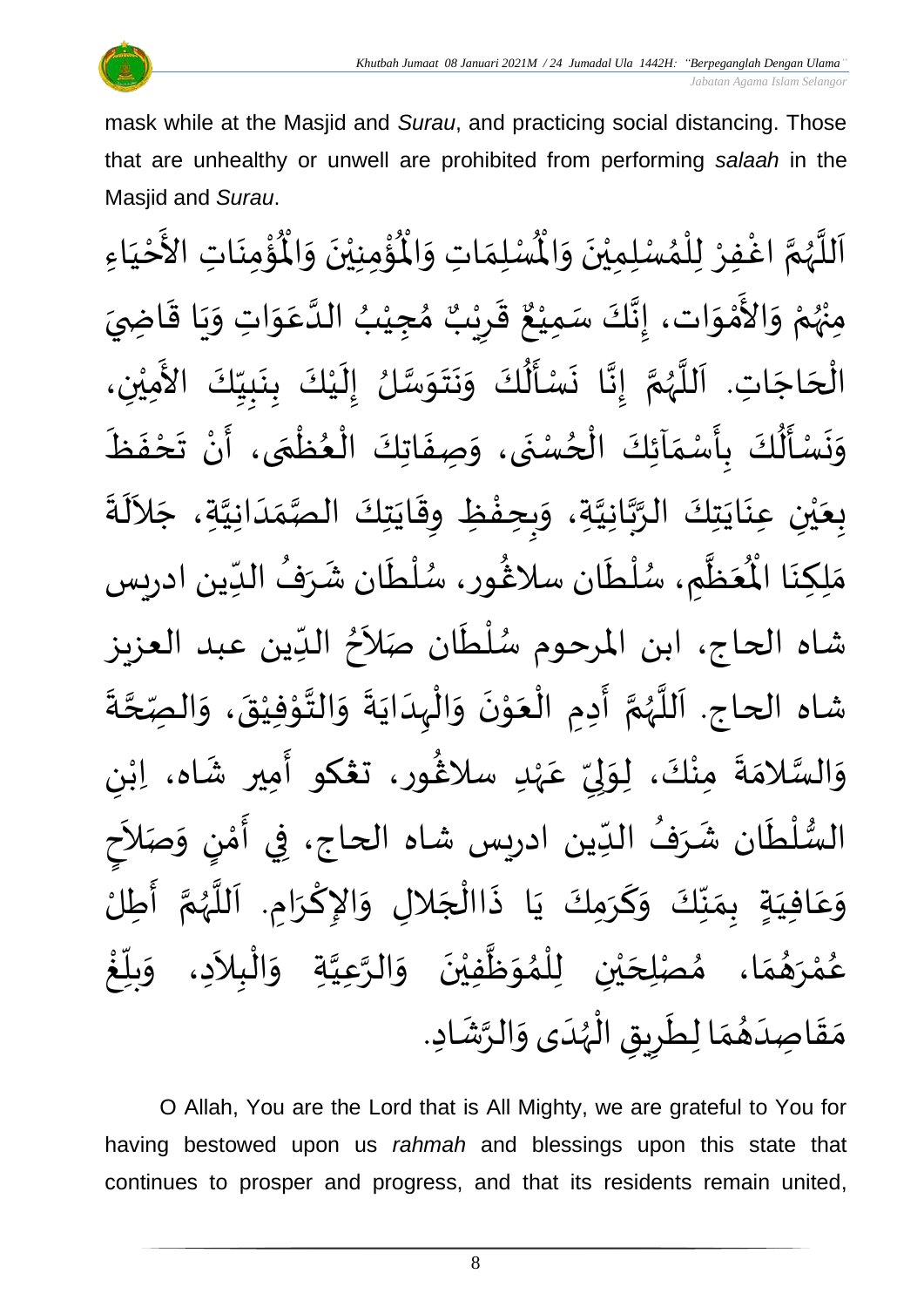mask while at the Masjid and *Surau*, and practicing social distancing. Those that are unhealthy or unwell are prohibited from performing *salaah* in the Masjid and *Surau*.

اَللَّهُمَّ اغْفِرْ لِلْمُسْلِمِيْنَ وَالْمُسْلِمَاتِ وَالْمُؤْمِنِيْنَ وَالْمُؤْمِنَاتِ الأَحْيَاءِ مِنْهُمْ وَالأَمْوَات، إِنَّكَ سَمِيْعٌ قَرِيْبٌ مُجِيْبُ الدَّعَوَاتِ وَيَا قَاضِيَ الْحَاجَاتِ. اَللَّهُمَّ إِنَّا نَسْأَلُكَ وَنَتَوَسَّلُ إِلَيْكَ بِنَبِيِّكَ الأَمِيْنِ، وَنَسْأَلُكَ بِأَسْمَآئِكَ الْحُسْنَى، وَصِفَاتِكَ الْعُظْمَى، أَنْ تَحْفَظَ بِعَيْنِ عِنَايَتِكَ الرَّبَّانِيَّةِ، وَبِحِفْظِ وِقَايَتِكَ الصَّمَدَانِيَّةِ، جَلاَلَةَ مَلِكِنَا الْمُعَظَّمِ، سُلْطَان سلاڠور، سُلْطَان شَرَفُ الدِّين ادريس شاه الحاج، ابن المرحوم سُلْطَان صَلاَحُ الدِّين عبد العزيز شاه الحاج. اَللَّهُمَّ أَدِمِ الْعَوْنَ وَالْهِدَايَةَ وَالتَّوْفِيْقَ، وَالصِّحَّةَ وَالسَّلامَةَ مِنْكَ، لِوَلِيِّ عَهْدِ سلاڠور، تڠكو أَمِير شَاه، اِبْنِ السُّلْطَان شَرَفُ الدِّين ادريس شاه الحاج، فِي أَمْنٍ وَصَلاَحٍ وَعَافِيَةٍ بِمَنِّكَ وَكَرَمِكَ يَا ذَاالْجَلالِ وَالإِكْرَامِ. اَللَّهُمَّ أَطِلْ عُمْرَهُمَا، مُصْلِحَيْنِ لِلْمُوَظَّفِيْنَ وَالرَّعِيَّةِ وَالْبِلاَدِ، وَبَلِّغْ مَقَاصِدَهُمَا لِطَرِيقِ الْهُدَى وَالرَّشَادِ.

O Allah, You are the Lord that is All Mighty, we are grateful to You for having bestowed upon us *rahmah* and blessings upon this state that continues to prosper and progress, and that its residents remain united,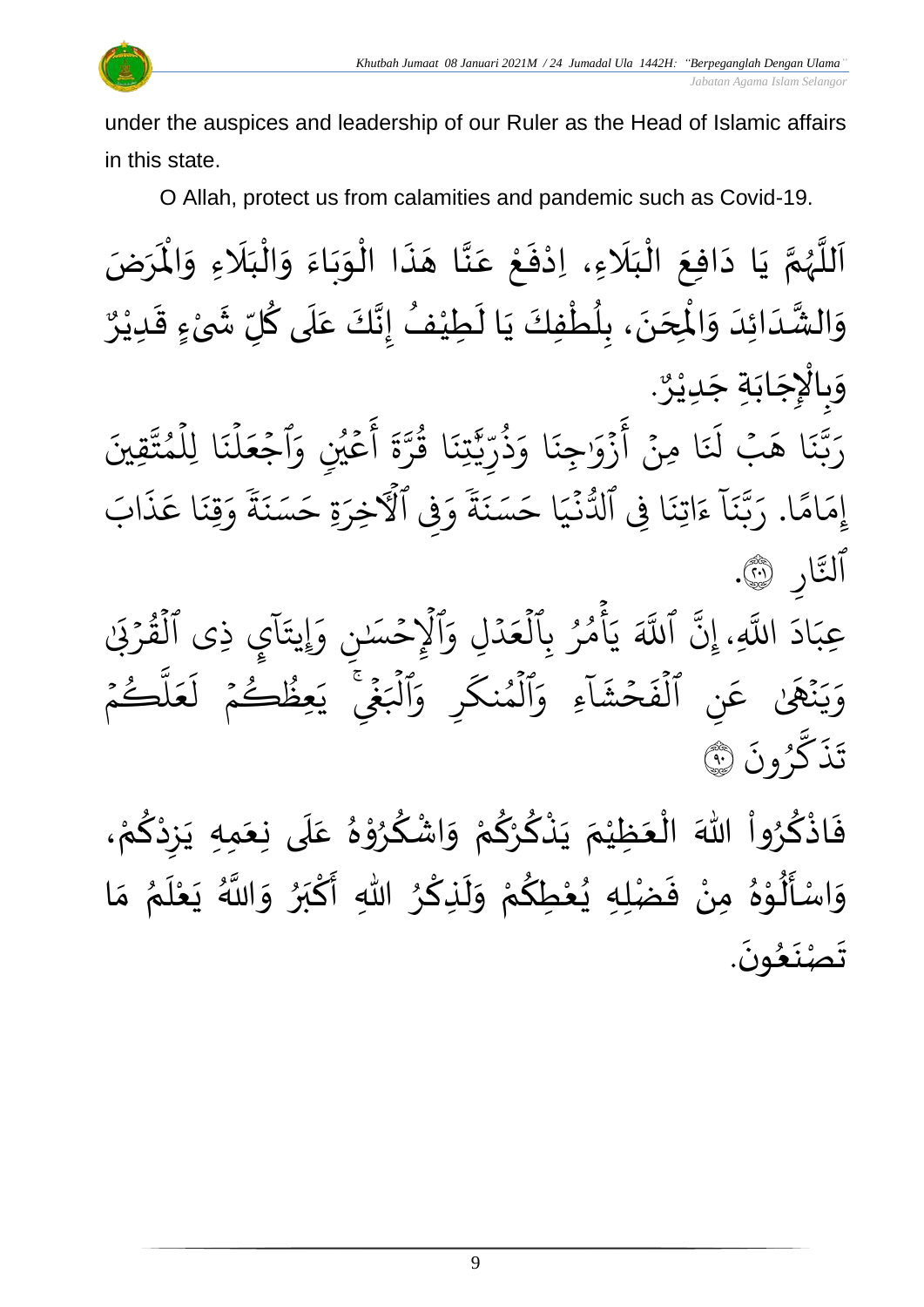under the auspices and leadership of our Ruler as the Head of Islamic affairs in this state.

O Allah, protect us from calamities and pandemic such as Covid-19.

اَللَّهُمَّ يَا دَافِعَ الْبَلَاءِ، اِدْفَعْ عَنَّا هَذَا الْوَبَاءَ وَالْبَلَاءِ وَالْمَرَضَ وَالشَّدَائِدَ وَالْمِحَنَ، بِلُطْفِكَ يَا لَطِيْفُ إِنَّكَ عَلَى كُلِّ شَيْءٍ قَدِيْرٌ وَبِالْإِجَابَةِ جَدِيْرٌ.

رَبَّنَا هَبْ لَنَا مِنْ أَزْوَٰجِنَا وَذُرِّيَّٰتِنَا قُرَّةَ أَعْيُنٍ وَٱجْعَلْنَا لِلْمُتَّقِينَ إِمَامًا. رَبَّنَآ ءَاتِنَا فِى ٱلدُّنْيَا حَسَنَةً وَفِى ٱلْءَاخِرَةِ حَسَنَةً وَقِنَا عَذَابَ ٱلنَّارِ ﴿٢٠١﴾.

عِبَادَ اللَّهِ، إِنَّ ٱللَّهَ يَأْمُرُ بِٱلْعَدْلِ وَٱلْإِحْسَٰنِ وَإِيتَآيِٕ ذِى ٱلْقُرْبَىٰ وَيَنْهَىٰ عَنِ ٱلْفَحْشَآءِ وَٱلْمُنكَرِ وَٱلْبَغْىِ ۚ يَعِظُكُمْ لَعَلَّكُمْ تَذَكَّرُونَ ﴿٩٠﴾

فَاذْكُرُواْ اللهَ الْعَظِيْمَ يَذْكُرْكُمْ وَاشْكُرُوْهُ عَلَى نِعَمِهِ يَزِدْكُمْ، وَاسْأَلُوْهُ مِنْ فَضْلِهِ يُعْطِكُمْ وَلَذِكْرُ اللهِ أَكْبَرُ وَاللَّهُ يَعْلَمُ مَا تَصْنَعُونَ.